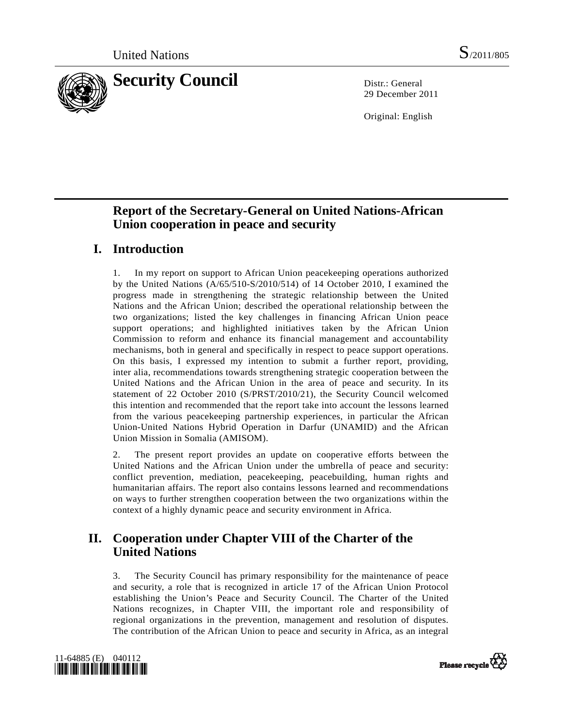United Nations S/2011/805

# Security Council

Distr.: General
29 December 2011

Original: English

## Report of the Secretary-General on United Nations-African Union cooperation in peace and security

## I. Introduction

1. In my report on support to African Union peacekeeping operations authorized by the United Nations (A/65/510-S/2010/514) of 14 October 2010, I examined the progress made in strengthening the strategic relationship between the United Nations and the African Union; described the operational relationship between the two organizations; listed the key challenges in financing African Union peace support operations; and highlighted initiatives taken by the African Union Commission to reform and enhance its financial management and accountability mechanisms, both in general and specifically in respect to peace support operations. On this basis, I expressed my intention to submit a further report, providing, inter alia, recommendations towards strengthening strategic cooperation between the United Nations and the African Union in the area of peace and security. In its statement of 22 October 2010 (S/PRST/2010/21), the Security Council welcomed this intention and recommended that the report take into account the lessons learned from the various peacekeeping partnership experiences, in particular the African Union-United Nations Hybrid Operation in Darfur (UNAMID) and the African Union Mission in Somalia (AMISOM).

2. The present report provides an update on cooperative efforts between the United Nations and the African Union under the umbrella of peace and security: conflict prevention, mediation, peacekeeping, peacebuilding, human rights and humanitarian affairs. The report also contains lessons learned and recommendations on ways to further strengthen cooperation between the two organizations within the context of a highly dynamic peace and security environment in Africa.

## II. Cooperation under Chapter VIII of the Charter of the United Nations

3. The Security Council has primary responsibility for the maintenance of peace and security, a role that is recognized in article 17 of the African Union Protocol establishing the Union's Peace and Security Council. The Charter of the United Nations recognizes, in Chapter VIII, the important role and responsibility of regional organizations in the prevention, management and resolution of disputes. The contribution of the African Union to peace and security in Africa, as an integral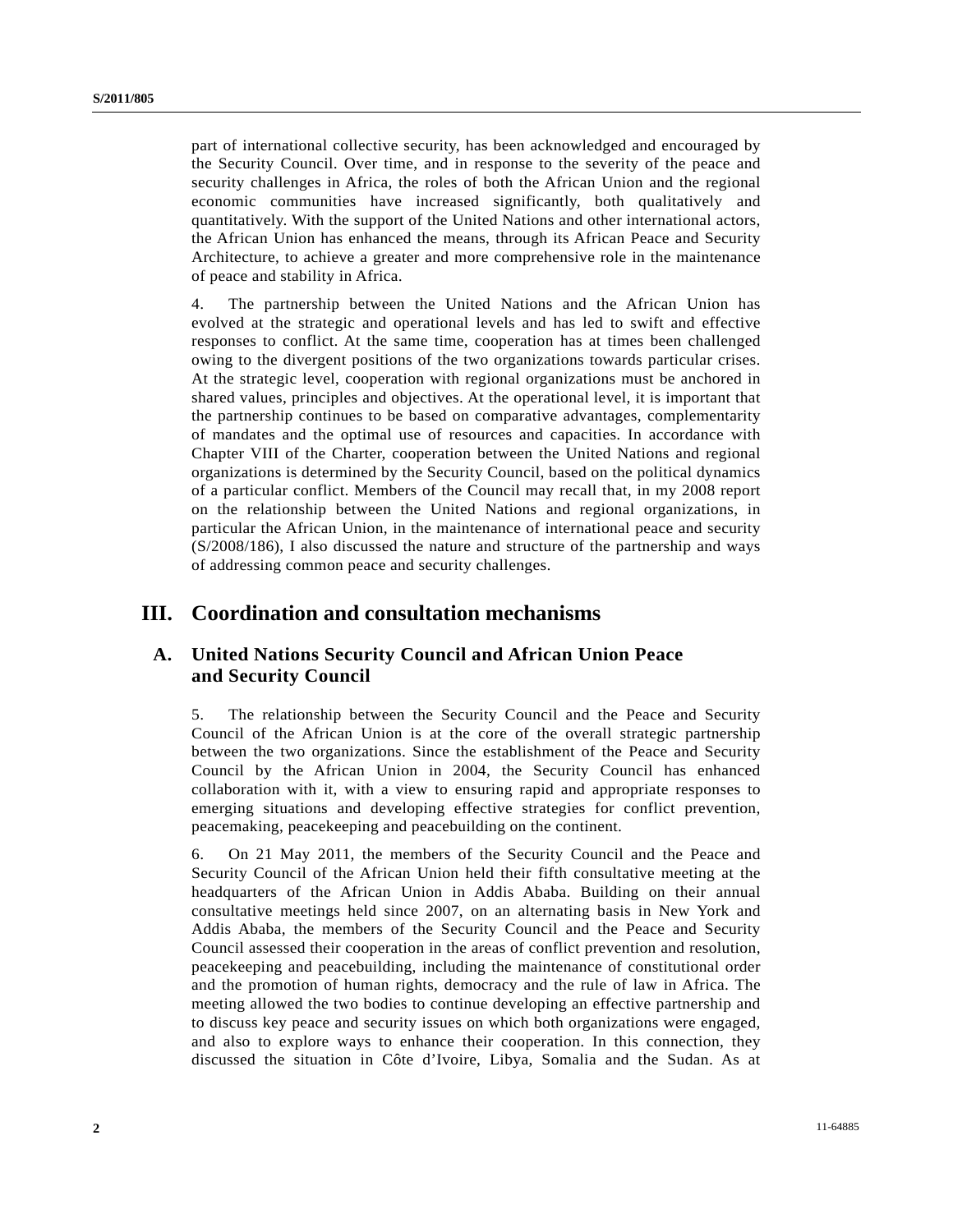part of international collective security, has been acknowledged and encouraged by the Security Council. Over time, and in response to the severity of the peace and security challenges in Africa, the roles of both the African Union and the regional economic communities have increased significantly, both qualitatively and quantitatively. With the support of the United Nations and other international actors, the African Union has enhanced the means, through its African Peace and Security Architecture, to achieve a greater and more comprehensive role in the maintenance of peace and stability in Africa.

4. The partnership between the United Nations and the African Union has evolved at the strategic and operational levels and has led to swift and effective responses to conflict. At the same time, cooperation has at times been challenged owing to the divergent positions of the two organizations towards particular crises. At the strategic level, cooperation with regional organizations must be anchored in shared values, principles and objectives. At the operational level, it is important that the partnership continues to be based on comparative advantages, complementarity of mandates and the optimal use of resources and capacities. In accordance with Chapter VIII of the Charter, cooperation between the United Nations and regional organizations is determined by the Security Council, based on the political dynamics of a particular conflict. Members of the Council may recall that, in my 2008 report on the relationship between the United Nations and regional organizations, in particular the African Union, in the maintenance of international peace and security (S/2008/186), I also discussed the nature and structure of the partnership and ways of addressing common peace and security challenges.

# III. Coordination and consultation mechanisms

## A. United Nations Security Council and African Union Peace and Security Council

5. The relationship between the Security Council and the Peace and Security Council of the African Union is at the core of the overall strategic partnership between the two organizations. Since the establishment of the Peace and Security Council by the African Union in 2004, the Security Council has enhanced collaboration with it, with a view to ensuring rapid and appropriate responses to emerging situations and developing effective strategies for conflict prevention, peacemaking, peacekeeping and peacebuilding on the continent.

6. On 21 May 2011, the members of the Security Council and the Peace and Security Council of the African Union held their fifth consultative meeting at the headquarters of the African Union in Addis Ababa. Building on their annual consultative meetings held since 2007, on an alternating basis in New York and Addis Ababa, the members of the Security Council and the Peace and Security Council assessed their cooperation in the areas of conflict prevention and resolution, peacekeeping and peacebuilding, including the maintenance of constitutional order and the promotion of human rights, democracy and the rule of law in Africa. The meeting allowed the two bodies to continue developing an effective partnership and to discuss key peace and security issues on which both organizations were engaged, and also to explore ways to enhance their cooperation. In this connection, they discussed the situation in Côte d'Ivoire, Libya, Somalia and the Sudan. As at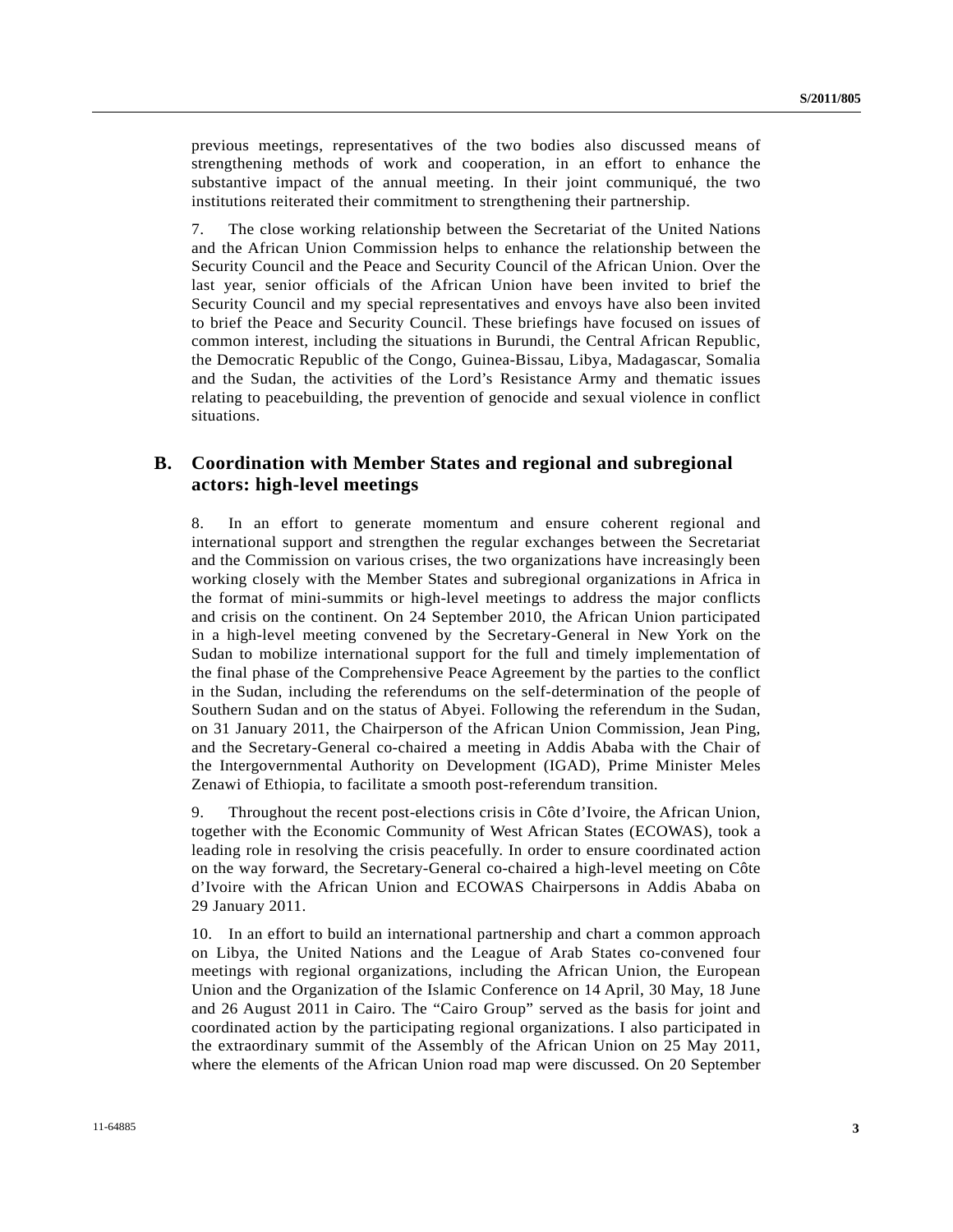previous meetings, representatives of the two bodies also discussed means of strengthening methods of work and cooperation, in an effort to enhance the substantive impact of the annual meeting. In their joint communiqué, the two institutions reiterated their commitment to strengthening their partnership.

7. The close working relationship between the Secretariat of the United Nations and the African Union Commission helps to enhance the relationship between the Security Council and the Peace and Security Council of the African Union. Over the last year, senior officials of the African Union have been invited to brief the Security Council and my special representatives and envoys have also been invited to brief the Peace and Security Council. These briefings have focused on issues of common interest, including the situations in Burundi, the Central African Republic, the Democratic Republic of the Congo, Guinea-Bissau, Libya, Madagascar, Somalia and the Sudan, the activities of the Lord's Resistance Army and thematic issues relating to peacebuilding, the prevention of genocide and sexual violence in conflict situations.

## B. Coordination with Member States and regional and subregional actors: high-level meetings

8. In an effort to generate momentum and ensure coherent regional and international support and strengthen the regular exchanges between the Secretariat and the Commission on various crises, the two organizations have increasingly been working closely with the Member States and subregional organizations in Africa in the format of mini-summits or high-level meetings to address the major conflicts and crisis on the continent. On 24 September 2010, the African Union participated in a high-level meeting convened by the Secretary-General in New York on the Sudan to mobilize international support for the full and timely implementation of the final phase of the Comprehensive Peace Agreement by the parties to the conflict in the Sudan, including the referendums on the self-determination of the people of Southern Sudan and on the status of Abyei. Following the referendum in the Sudan, on 31 January 2011, the Chairperson of the African Union Commission, Jean Ping, and the Secretary-General co-chaired a meeting in Addis Ababa with the Chair of the Intergovernmental Authority on Development (IGAD), Prime Minister Meles Zenawi of Ethiopia, to facilitate a smooth post-referendum transition.

9. Throughout the recent post-elections crisis in Côte d'Ivoire, the African Union, together with the Economic Community of West African States (ECOWAS), took a leading role in resolving the crisis peacefully. In order to ensure coordinated action on the way forward, the Secretary-General co-chaired a high-level meeting on Côte d'Ivoire with the African Union and ECOWAS Chairpersons in Addis Ababa on 29 January 2011.

10. In an effort to build an international partnership and chart a common approach on Libya, the United Nations and the League of Arab States co-convened four meetings with regional organizations, including the African Union, the European Union and the Organization of the Islamic Conference on 14 April, 30 May, 18 June and 26 August 2011 in Cairo. The "Cairo Group" served as the basis for joint and coordinated action by the participating regional organizations. I also participated in the extraordinary summit of the Assembly of the African Union on 25 May 2011, where the elements of the African Union road map were discussed. On 20 September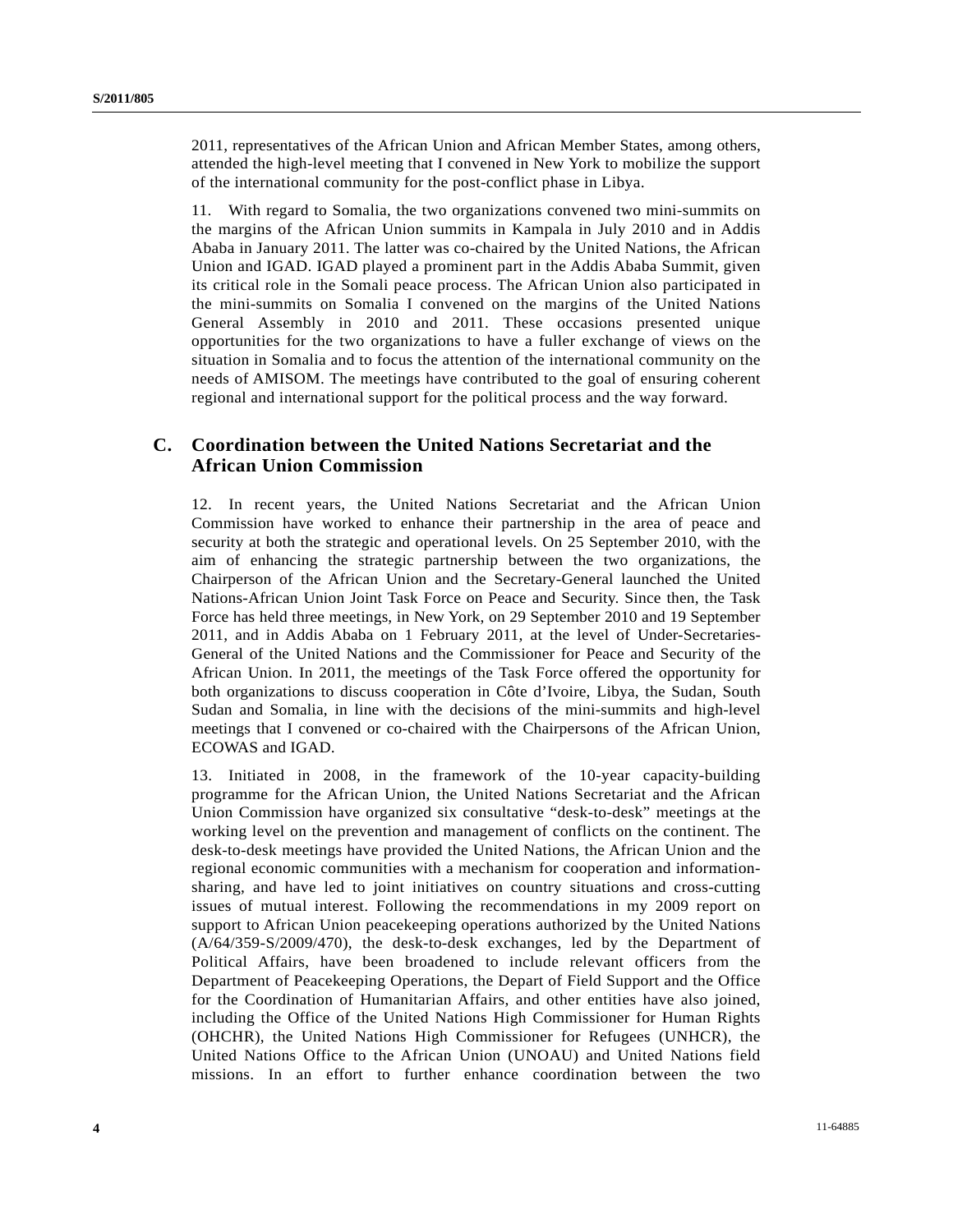2011, representatives of the African Union and African Member States, among others, attended the high-level meeting that I convened in New York to mobilize the support of the international community for the post-conflict phase in Libya.

11. With regard to Somalia, the two organizations convened two mini-summits on the margins of the African Union summits in Kampala in July 2010 and in Addis Ababa in January 2011. The latter was co-chaired by the United Nations, the African Union and IGAD. IGAD played a prominent part in the Addis Ababa Summit, given its critical role in the Somali peace process. The African Union also participated in the mini-summits on Somalia I convened on the margins of the United Nations General Assembly in 2010 and 2011. These occasions presented unique opportunities for the two organizations to have a fuller exchange of views on the situation in Somalia and to focus the attention of the international community on the needs of AMISOM. The meetings have contributed to the goal of ensuring coherent regional and international support for the political process and the way forward.

## C. Coordination between the United Nations Secretariat and the African Union Commission

12. In recent years, the United Nations Secretariat and the African Union Commission have worked to enhance their partnership in the area of peace and security at both the strategic and operational levels. On 25 September 2010, with the aim of enhancing the strategic partnership between the two organizations, the Chairperson of the African Union and the Secretary-General launched the United Nations-African Union Joint Task Force on Peace and Security. Since then, the Task Force has held three meetings, in New York, on 29 September 2010 and 19 September 2011, and in Addis Ababa on 1 February 2011, at the level of Under-Secretaries-General of the United Nations and the Commissioner for Peace and Security of the African Union. In 2011, the meetings of the Task Force offered the opportunity for both organizations to discuss cooperation in Côte d'Ivoire, Libya, the Sudan, South Sudan and Somalia, in line with the decisions of the mini-summits and high-level meetings that I convened or co-chaired with the Chairpersons of the African Union, ECOWAS and IGAD.

13. Initiated in 2008, in the framework of the 10-year capacity-building programme for the African Union, the United Nations Secretariat and the African Union Commission have organized six consultative "desk-to-desk" meetings at the working level on the prevention and management of conflicts on the continent. The desk-to-desk meetings have provided the United Nations, the African Union and the regional economic communities with a mechanism for cooperation and information-sharing, and have led to joint initiatives on country situations and cross-cutting issues of mutual interest. Following the recommendations in my 2009 report on support to African Union peacekeeping operations authorized by the United Nations (A/64/359-S/2009/470), the desk-to-desk exchanges, led by the Department of Political Affairs, have been broadened to include relevant officers from the Department of Peacekeeping Operations, the Depart of Field Support and the Office for the Coordination of Humanitarian Affairs, and other entities have also joined, including the Office of the United Nations High Commissioner for Human Rights (OHCHR), the United Nations High Commissioner for Refugees (UNHCR), the United Nations Office to the African Union (UNOAU) and United Nations field missions. In an effort to further enhance coordination between the two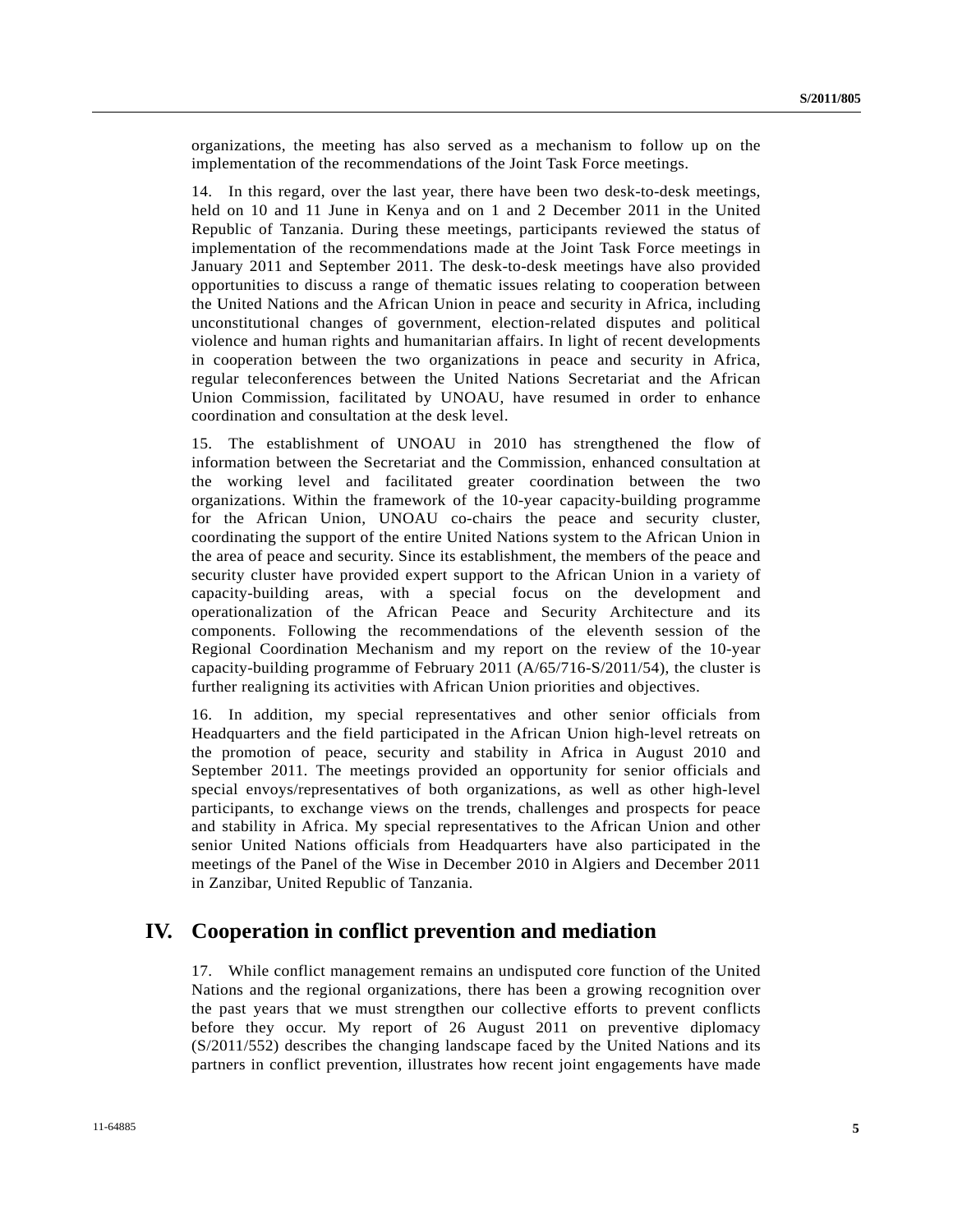organizations, the meeting has also served as a mechanism to follow up on the implementation of the recommendations of the Joint Task Force meetings.

14. In this regard, over the last year, there have been two desk-to-desk meetings, held on 10 and 11 June in Kenya and on 1 and 2 December 2011 in the United Republic of Tanzania. During these meetings, participants reviewed the status of implementation of the recommendations made at the Joint Task Force meetings in January 2011 and September 2011. The desk-to-desk meetings have also provided opportunities to discuss a range of thematic issues relating to cooperation between the United Nations and the African Union in peace and security in Africa, including unconstitutional changes of government, election-related disputes and political violence and human rights and humanitarian affairs. In light of recent developments in cooperation between the two organizations in peace and security in Africa, regular teleconferences between the United Nations Secretariat and the African Union Commission, facilitated by UNOAU, have resumed in order to enhance coordination and consultation at the desk level.

15. The establishment of UNOAU in 2010 has strengthened the flow of information between the Secretariat and the Commission, enhanced consultation at the working level and facilitated greater coordination between the two organizations. Within the framework of the 10-year capacity-building programme for the African Union, UNOAU co-chairs the peace and security cluster, coordinating the support of the entire United Nations system to the African Union in the area of peace and security. Since its establishment, the members of the peace and security cluster have provided expert support to the African Union in a variety of capacity-building areas, with a special focus on the development and operationalization of the African Peace and Security Architecture and its components. Following the recommendations of the eleventh session of the Regional Coordination Mechanism and my report on the review of the 10-year capacity-building programme of February 2011 (A/65/716-S/2011/54), the cluster is further realigning its activities with African Union priorities and objectives.

16. In addition, my special representatives and other senior officials from Headquarters and the field participated in the African Union high-level retreats on the promotion of peace, security and stability in Africa in August 2010 and September 2011. The meetings provided an opportunity for senior officials and special envoys/representatives of both organizations, as well as other high-level participants, to exchange views on the trends, challenges and prospects for peace and stability in Africa. My special representatives to the African Union and other senior United Nations officials from Headquarters have also participated in the meetings of the Panel of the Wise in December 2010 in Algiers and December 2011 in Zanzibar, United Republic of Tanzania.

## IV. Cooperation in conflict prevention and mediation

17. While conflict management remains an undisputed core function of the United Nations and the regional organizations, there has been a growing recognition over the past years that we must strengthen our collective efforts to prevent conflicts before they occur. My report of 26 August 2011 on preventive diplomacy (S/2011/552) describes the changing landscape faced by the United Nations and its partners in conflict prevention, illustrates how recent joint engagements have made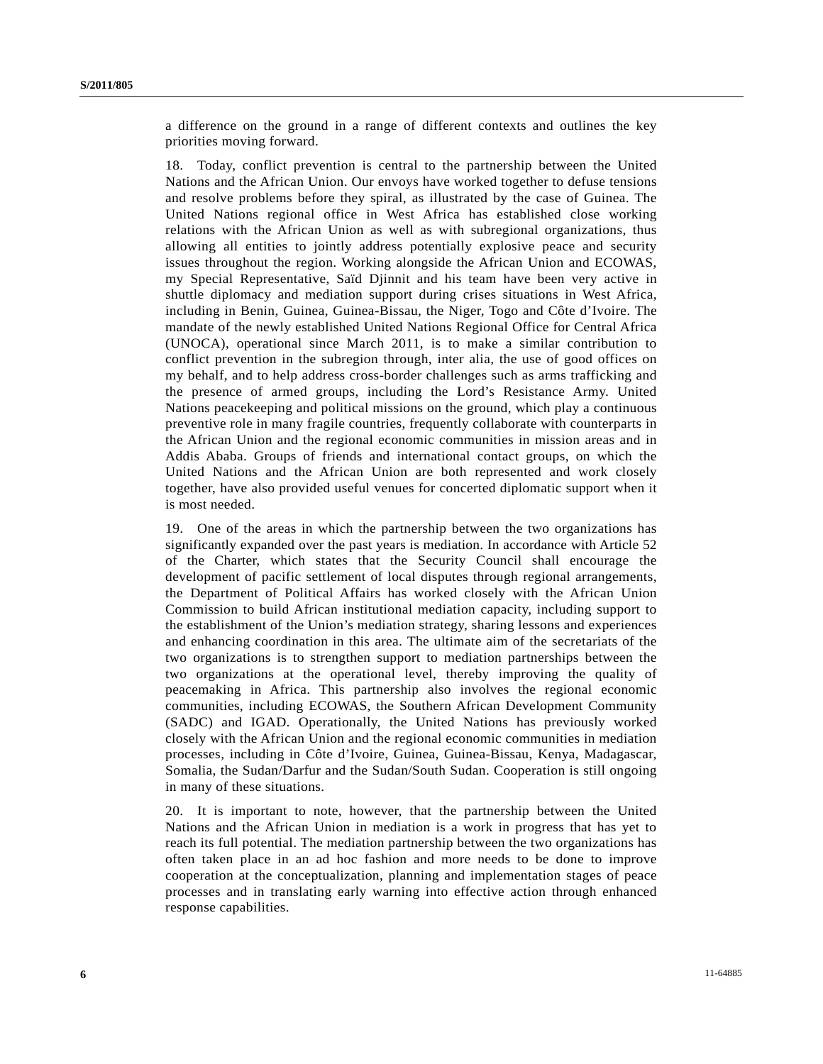a difference on the ground in a range of different contexts and outlines the key priorities moving forward.

18. Today, conflict prevention is central to the partnership between the United Nations and the African Union. Our envoys have worked together to defuse tensions and resolve problems before they spiral, as illustrated by the case of Guinea. The United Nations regional office in West Africa has established close working relations with the African Union as well as with subregional organizations, thus allowing all entities to jointly address potentially explosive peace and security issues throughout the region. Working alongside the African Union and ECOWAS, my Special Representative, Saïd Djinnit and his team have been very active in shuttle diplomacy and mediation support during crises situations in West Africa, including in Benin, Guinea, Guinea-Bissau, the Niger, Togo and Côte d'Ivoire. The mandate of the newly established United Nations Regional Office for Central Africa (UNOCA), operational since March 2011, is to make a similar contribution to conflict prevention in the subregion through, inter alia, the use of good offices on my behalf, and to help address cross-border challenges such as arms trafficking and the presence of armed groups, including the Lord's Resistance Army. United Nations peacekeeping and political missions on the ground, which play a continuous preventive role in many fragile countries, frequently collaborate with counterparts in the African Union and the regional economic communities in mission areas and in Addis Ababa. Groups of friends and international contact groups, on which the United Nations and the African Union are both represented and work closely together, have also provided useful venues for concerted diplomatic support when it is most needed.

19. One of the areas in which the partnership between the two organizations has significantly expanded over the past years is mediation. In accordance with Article 52 of the Charter, which states that the Security Council shall encourage the development of pacific settlement of local disputes through regional arrangements, the Department of Political Affairs has worked closely with the African Union Commission to build African institutional mediation capacity, including support to the establishment of the Union's mediation strategy, sharing lessons and experiences and enhancing coordination in this area. The ultimate aim of the secretariats of the two organizations is to strengthen support to mediation partnerships between the two organizations at the operational level, thereby improving the quality of peacemaking in Africa. This partnership also involves the regional economic communities, including ECOWAS, the Southern African Development Community (SADC) and IGAD. Operationally, the United Nations has previously worked closely with the African Union and the regional economic communities in mediation processes, including in Côte d'Ivoire, Guinea, Guinea-Bissau, Kenya, Madagascar, Somalia, the Sudan/Darfur and the Sudan/South Sudan. Cooperation is still ongoing in many of these situations.

20. It is important to note, however, that the partnership between the United Nations and the African Union in mediation is a work in progress that has yet to reach its full potential. The mediation partnership between the two organizations has often taken place in an ad hoc fashion and more needs to be done to improve cooperation at the conceptualization, planning and implementation stages of peace processes and in translating early warning into effective action through enhanced response capabilities.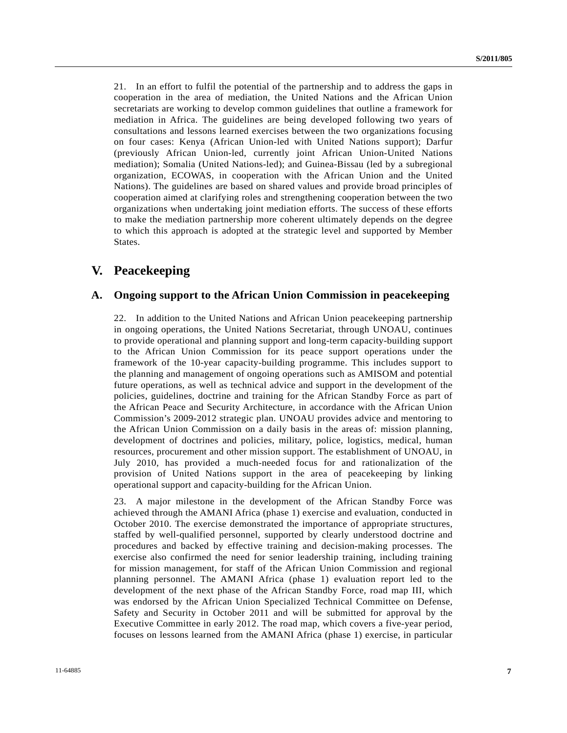21. In an effort to fulfil the potential of the partnership and to address the gaps in cooperation in the area of mediation, the United Nations and the African Union secretariats are working to develop common guidelines that outline a framework for mediation in Africa. The guidelines are being developed following two years of consultations and lessons learned exercises between the two organizations focusing on four cases: Kenya (African Union-led with United Nations support); Darfur (previously African Union-led, currently joint African Union-United Nations mediation); Somalia (United Nations-led); and Guinea-Bissau (led by a subregional organization, ECOWAS, in cooperation with the African Union and the United Nations). The guidelines are based on shared values and provide broad principles of cooperation aimed at clarifying roles and strengthening cooperation between the two organizations when undertaking joint mediation efforts. The success of these efforts to make the mediation partnership more coherent ultimately depends on the degree to which this approach is adopted at the strategic level and supported by Member States.

# V. Peacekeeping

## A. Ongoing support to the African Union Commission in peacekeeping

22. In addition to the United Nations and African Union peacekeeping partnership in ongoing operations, the United Nations Secretariat, through UNOAU, continues to provide operational and planning support and long-term capacity-building support to the African Union Commission for its peace support operations under the framework of the 10-year capacity-building programme. This includes support to the planning and management of ongoing operations such as AMISOM and potential future operations, as well as technical advice and support in the development of the policies, guidelines, doctrine and training for the African Standby Force as part of the African Peace and Security Architecture, in accordance with the African Union Commission's 2009-2012 strategic plan. UNOAU provides advice and mentoring to the African Union Commission on a daily basis in the areas of: mission planning, development of doctrines and policies, military, police, logistics, medical, human resources, procurement and other mission support. The establishment of UNOAU, in July 2010, has provided a much-needed focus for and rationalization of the provision of United Nations support in the area of peacekeeping by linking operational support and capacity-building for the African Union.

23. A major milestone in the development of the African Standby Force was achieved through the AMANI Africa (phase 1) exercise and evaluation, conducted in October 2010. The exercise demonstrated the importance of appropriate structures, staffed by well-qualified personnel, supported by clearly understood doctrine and procedures and backed by effective training and decision-making processes. The exercise also confirmed the need for senior leadership training, including training for mission management, for staff of the African Union Commission and regional planning personnel. The AMANI Africa (phase 1) evaluation report led to the development of the next phase of the African Standby Force, road map III, which was endorsed by the African Union Specialized Technical Committee on Defense, Safety and Security in October 2011 and will be submitted for approval by the Executive Committee in early 2012. The road map, which covers a five-year period, focuses on lessons learned from the AMANI Africa (phase 1) exercise, in particular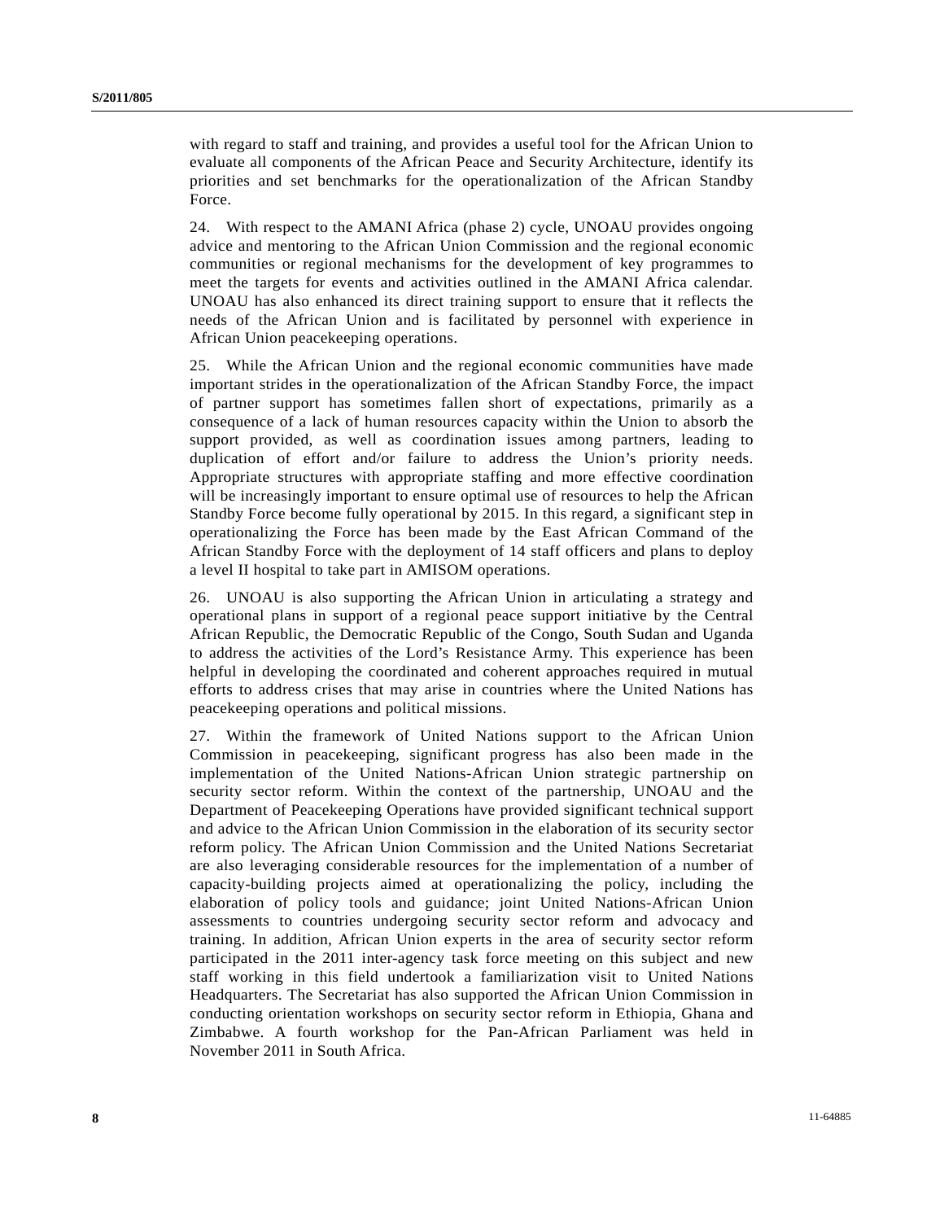with regard to staff and training, and provides a useful tool for the African Union to evaluate all components of the African Peace and Security Architecture, identify its priorities and set benchmarks for the operationalization of the African Standby Force.

24. With respect to the AMANI Africa (phase 2) cycle, UNOAU provides ongoing advice and mentoring to the African Union Commission and the regional economic communities or regional mechanisms for the development of key programmes to meet the targets for events and activities outlined in the AMANI Africa calendar. UNOAU has also enhanced its direct training support to ensure that it reflects the needs of the African Union and is facilitated by personnel with experience in African Union peacekeeping operations.

25. While the African Union and the regional economic communities have made important strides in the operationalization of the African Standby Force, the impact of partner support has sometimes fallen short of expectations, primarily as a consequence of a lack of human resources capacity within the Union to absorb the support provided, as well as coordination issues among partners, leading to duplication of effort and/or failure to address the Union's priority needs. Appropriate structures with appropriate staffing and more effective coordination will be increasingly important to ensure optimal use of resources to help the African Standby Force become fully operational by 2015. In this regard, a significant step in operationalizing the Force has been made by the East African Command of the African Standby Force with the deployment of 14 staff officers and plans to deploy a level II hospital to take part in AMISOM operations.

26. UNOAU is also supporting the African Union in articulating a strategy and operational plans in support of a regional peace support initiative by the Central African Republic, the Democratic Republic of the Congo, South Sudan and Uganda to address the activities of the Lord's Resistance Army. This experience has been helpful in developing the coordinated and coherent approaches required in mutual efforts to address crises that may arise in countries where the United Nations has peacekeeping operations and political missions.

27. Within the framework of United Nations support to the African Union Commission in peacekeeping, significant progress has also been made in the implementation of the United Nations-African Union strategic partnership on security sector reform. Within the context of the partnership, UNOAU and the Department of Peacekeeping Operations have provided significant technical support and advice to the African Union Commission in the elaboration of its security sector reform policy. The African Union Commission and the United Nations Secretariat are also leveraging considerable resources for the implementation of a number of capacity-building projects aimed at operationalizing the policy, including the elaboration of policy tools and guidance; joint United Nations-African Union assessments to countries undergoing security sector reform and advocacy and training. In addition, African Union experts in the area of security sector reform participated in the 2011 inter-agency task force meeting on this subject and new staff working in this field undertook a familiarization visit to United Nations Headquarters. The Secretariat has also supported the African Union Commission in conducting orientation workshops on security sector reform in Ethiopia, Ghana and Zimbabwe. A fourth workshop for the Pan-African Parliament was held in November 2011 in South Africa.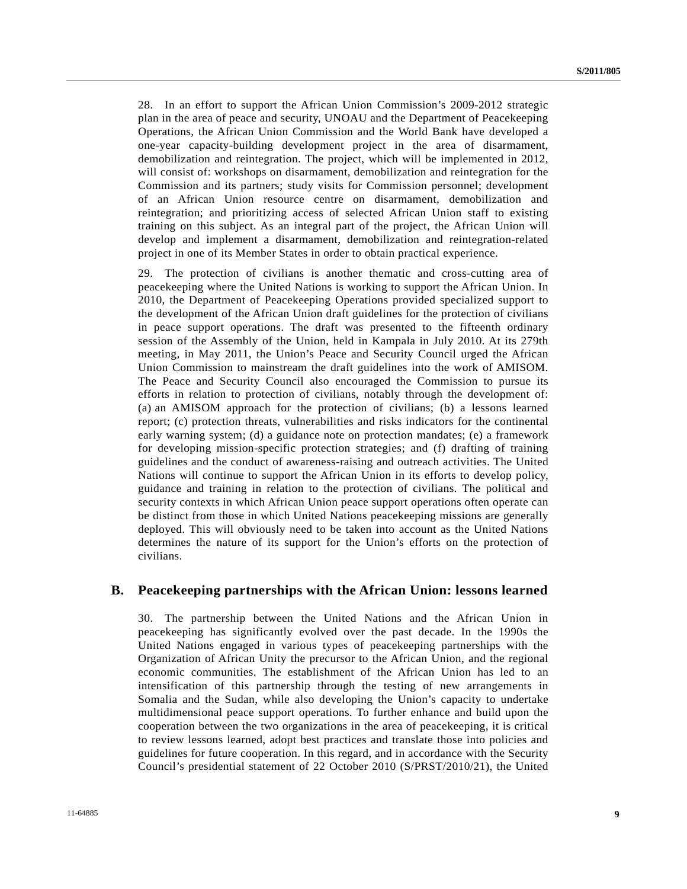28. In an effort to support the African Union Commission's 2009-2012 strategic plan in the area of peace and security, UNOAU and the Department of Peacekeeping Operations, the African Union Commission and the World Bank have developed a one-year capacity-building development project in the area of disarmament, demobilization and reintegration. The project, which will be implemented in 2012, will consist of: workshops on disarmament, demobilization and reintegration for the Commission and its partners; study visits for Commission personnel; development of an African Union resource centre on disarmament, demobilization and reintegration; and prioritizing access of selected African Union staff to existing training on this subject. As an integral part of the project, the African Union will develop and implement a disarmament, demobilization and reintegration-related project in one of its Member States in order to obtain practical experience.

29. The protection of civilians is another thematic and cross-cutting area of peacekeeping where the United Nations is working to support the African Union. In 2010, the Department of Peacekeeping Operations provided specialized support to the development of the African Union draft guidelines for the protection of civilians in peace support operations. The draft was presented to the fifteenth ordinary session of the Assembly of the Union, held in Kampala in July 2010. At its 279th meeting, in May 2011, the Union's Peace and Security Council urged the African Union Commission to mainstream the draft guidelines into the work of AMISOM. The Peace and Security Council also encouraged the Commission to pursue its efforts in relation to protection of civilians, notably through the development of: (a) an AMISOM approach for the protection of civilians; (b) a lessons learned report; (c) protection threats, vulnerabilities and risks indicators for the continental early warning system; (d) a guidance note on protection mandates; (e) a framework for developing mission-specific protection strategies; and (f) drafting of training guidelines and the conduct of awareness-raising and outreach activities. The United Nations will continue to support the African Union in its efforts to develop policy, guidance and training in relation to the protection of civilians. The political and security contexts in which African Union peace support operations often operate can be distinct from those in which United Nations peacekeeping missions are generally deployed. This will obviously need to be taken into account as the United Nations determines the nature of its support for the Union's efforts on the protection of civilians.

## B. Peacekeeping partnerships with the African Union: lessons learned

30. The partnership between the United Nations and the African Union in peacekeeping has significantly evolved over the past decade. In the 1990s the United Nations engaged in various types of peacekeeping partnerships with the Organization of African Unity the precursor to the African Union, and the regional economic communities. The establishment of the African Union has led to an intensification of this partnership through the testing of new arrangements in Somalia and the Sudan, while also developing the Union's capacity to undertake multidimensional peace support operations. To further enhance and build upon the cooperation between the two organizations in the area of peacekeeping, it is critical to review lessons learned, adopt best practices and translate those into policies and guidelines for future cooperation. In this regard, and in accordance with the Security Council's presidential statement of 22 October 2010 (S/PRST/2010/21), the United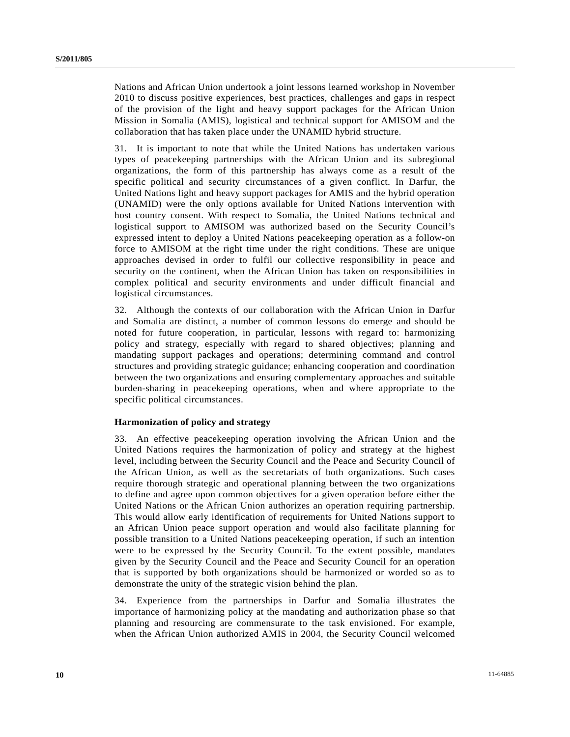Nations and African Union undertook a joint lessons learned workshop in November 2010 to discuss positive experiences, best practices, challenges and gaps in respect of the provision of the light and heavy support packages for the African Union Mission in Somalia (AMIS), logistical and technical support for AMISOM and the collaboration that has taken place under the UNAMID hybrid structure.

31. It is important to note that while the United Nations has undertaken various types of peacekeeping partnerships with the African Union and its subregional organizations, the form of this partnership has always come as a result of the specific political and security circumstances of a given conflict. In Darfur, the United Nations light and heavy support packages for AMIS and the hybrid operation (UNAMID) were the only options available for United Nations intervention with host country consent. With respect to Somalia, the United Nations technical and logistical support to AMISOM was authorized based on the Security Council's expressed intent to deploy a United Nations peacekeeping operation as a follow-on force to AMISOM at the right time under the right conditions. These are unique approaches devised in order to fulfil our collective responsibility in peace and security on the continent, when the African Union has taken on responsibilities in complex political and security environments and under difficult financial and logistical circumstances.

32. Although the contexts of our collaboration with the African Union in Darfur and Somalia are distinct, a number of common lessons do emerge and should be noted for future cooperation, in particular, lessons with regard to: harmonizing policy and strategy, especially with regard to shared objectives; planning and mandating support packages and operations; determining command and control structures and providing strategic guidance; enhancing cooperation and coordination between the two organizations and ensuring complementary approaches and suitable burden-sharing in peacekeeping operations, when and where appropriate to the specific political circumstances.

**Harmonization of policy and strategy**

33. An effective peacekeeping operation involving the African Union and the United Nations requires the harmonization of policy and strategy at the highest level, including between the Security Council and the Peace and Security Council of the African Union, as well as the secretariats of both organizations. Such cases require thorough strategic and operational planning between the two organizations to define and agree upon common objectives for a given operation before either the United Nations or the African Union authorizes an operation requiring partnership. This would allow early identification of requirements for United Nations support to an African Union peace support operation and would also facilitate planning for possible transition to a United Nations peacekeeping operation, if such an intention were to be expressed by the Security Council. To the extent possible, mandates given by the Security Council and the Peace and Security Council for an operation that is supported by both organizations should be harmonized or worded so as to demonstrate the unity of the strategic vision behind the plan.

34. Experience from the partnerships in Darfur and Somalia illustrates the importance of harmonizing policy at the mandating and authorization phase so that planning and resourcing are commensurate to the task envisioned. For example, when the African Union authorized AMIS in 2004, the Security Council welcomed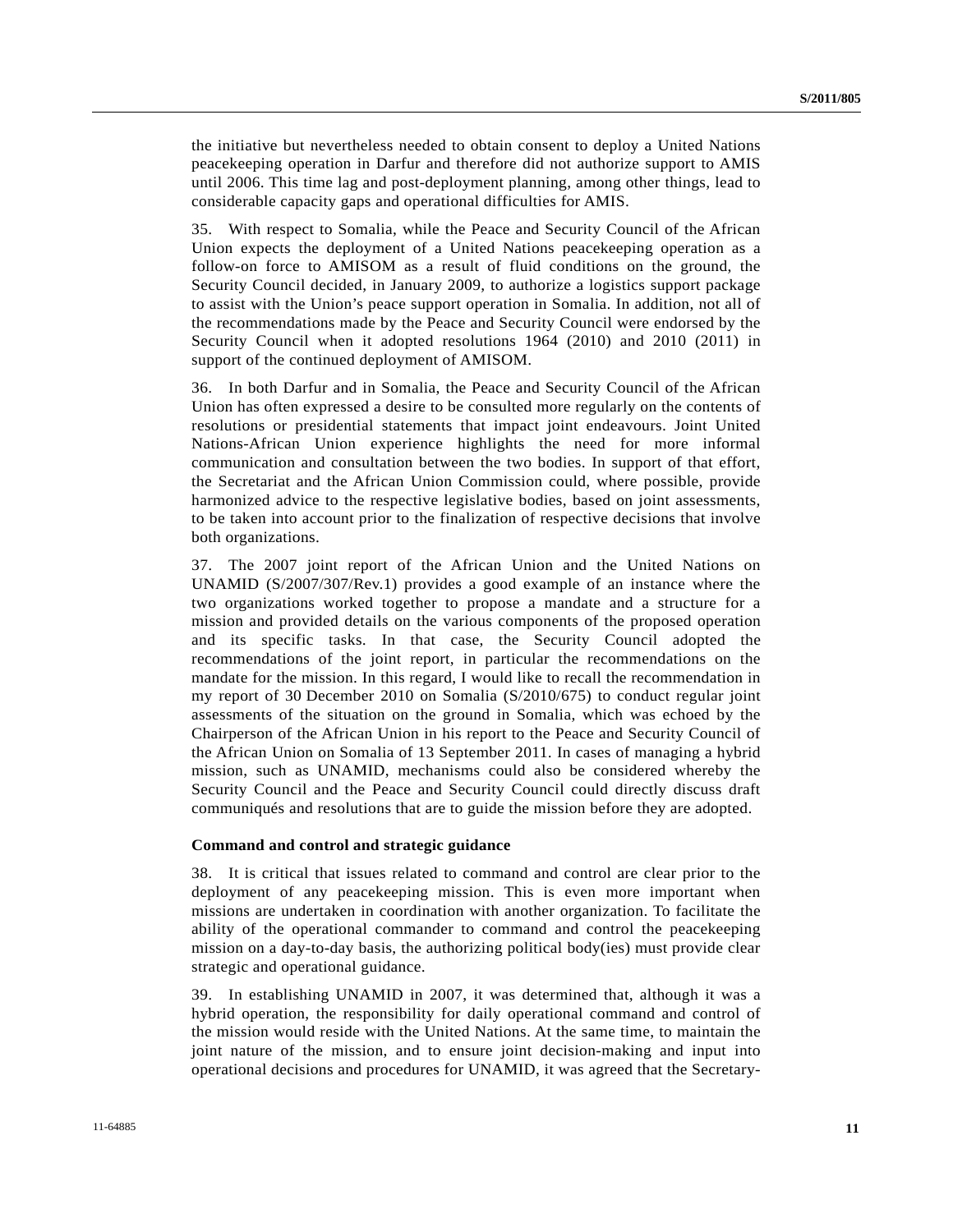the initiative but nevertheless needed to obtain consent to deploy a United Nations peacekeeping operation in Darfur and therefore did not authorize support to AMIS until 2006. This time lag and post-deployment planning, among other things, lead to considerable capacity gaps and operational difficulties for AMIS.

35. With respect to Somalia, while the Peace and Security Council of the African Union expects the deployment of a United Nations peacekeeping operation as a follow-on force to AMISOM as a result of fluid conditions on the ground, the Security Council decided, in January 2009, to authorize a logistics support package to assist with the Union's peace support operation in Somalia. In addition, not all of the recommendations made by the Peace and Security Council were endorsed by the Security Council when it adopted resolutions 1964 (2010) and 2010 (2011) in support of the continued deployment of AMISOM.

36. In both Darfur and in Somalia, the Peace and Security Council of the African Union has often expressed a desire to be consulted more regularly on the contents of resolutions or presidential statements that impact joint endeavours. Joint United Nations-African Union experience highlights the need for more informal communication and consultation between the two bodies. In support of that effort, the Secretariat and the African Union Commission could, where possible, provide harmonized advice to the respective legislative bodies, based on joint assessments, to be taken into account prior to the finalization of respective decisions that involve both organizations.

37. The 2007 joint report of the African Union and the United Nations on UNAMID (S/2007/307/Rev.1) provides a good example of an instance where the two organizations worked together to propose a mandate and a structure for a mission and provided details on the various components of the proposed operation and its specific tasks. In that case, the Security Council adopted the recommendations of the joint report, in particular the recommendations on the mandate for the mission. In this regard, I would like to recall the recommendation in my report of 30 December 2010 on Somalia (S/2010/675) to conduct regular joint assessments of the situation on the ground in Somalia, which was echoed by the Chairperson of the African Union in his report to the Peace and Security Council of the African Union on Somalia of 13 September 2011. In cases of managing a hybrid mission, such as UNAMID, mechanisms could also be considered whereby the Security Council and the Peace and Security Council could directly discuss draft communiqués and resolutions that are to guide the mission before they are adopted.

**Command and control and strategic guidance**

38. It is critical that issues related to command and control are clear prior to the deployment of any peacekeeping mission. This is even more important when missions are undertaken in coordination with another organization. To facilitate the ability of the operational commander to command and control the peacekeeping mission on a day-to-day basis, the authorizing political body(ies) must provide clear strategic and operational guidance.

39. In establishing UNAMID in 2007, it was determined that, although it was a hybrid operation, the responsibility for daily operational command and control of the mission would reside with the United Nations. At the same time, to maintain the joint nature of the mission, and to ensure joint decision-making and input into operational decisions and procedures for UNAMID, it was agreed that the Secretary-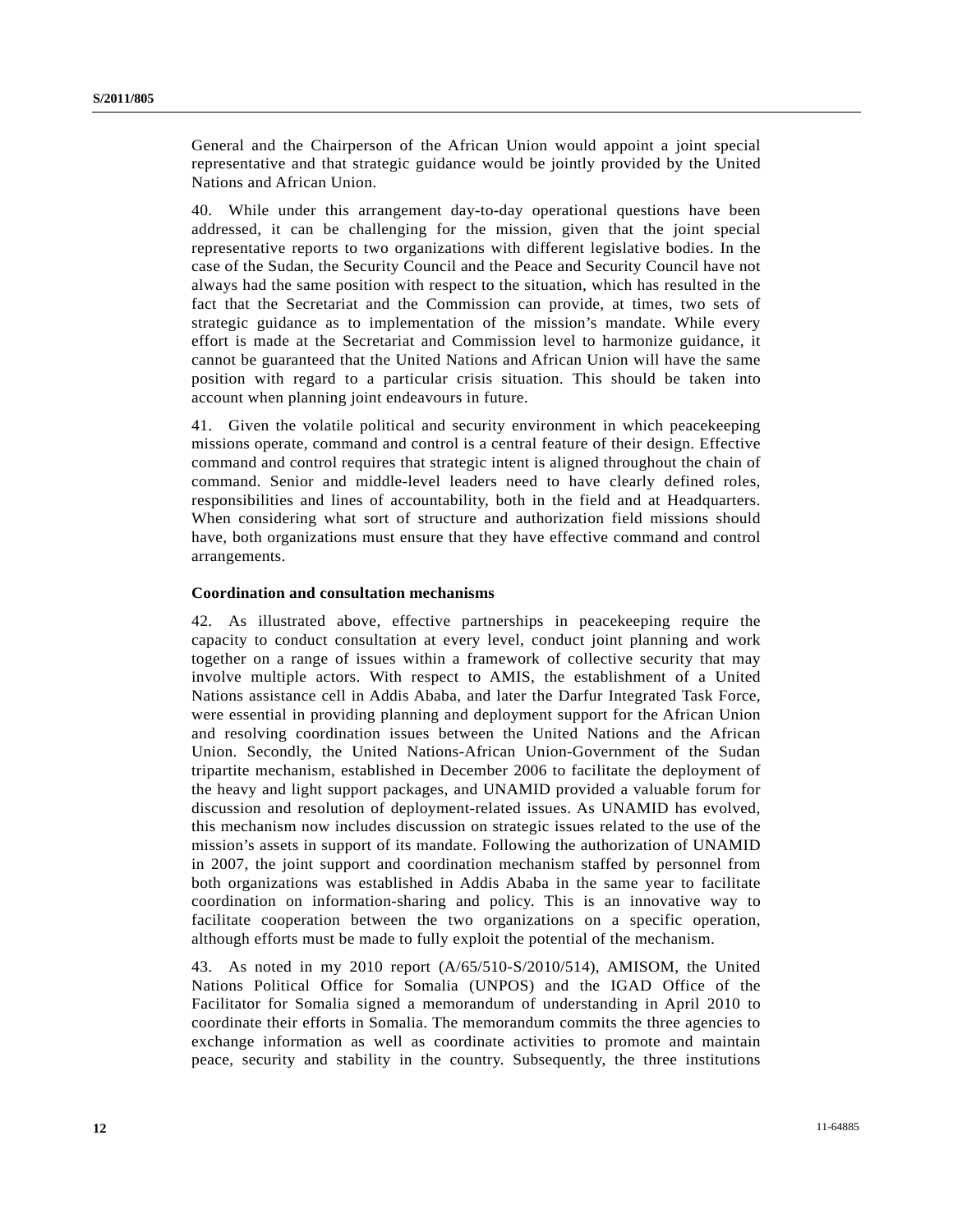General and the Chairperson of the African Union would appoint a joint special representative and that strategic guidance would be jointly provided by the United Nations and African Union.

40. While under this arrangement day-to-day operational questions have been addressed, it can be challenging for the mission, given that the joint special representative reports to two organizations with different legislative bodies. In the case of the Sudan, the Security Council and the Peace and Security Council have not always had the same position with respect to the situation, which has resulted in the fact that the Secretariat and the Commission can provide, at times, two sets of strategic guidance as to implementation of the mission's mandate. While every effort is made at the Secretariat and Commission level to harmonize guidance, it cannot be guaranteed that the United Nations and African Union will have the same position with regard to a particular crisis situation. This should be taken into account when planning joint endeavours in future.

41. Given the volatile political and security environment in which peacekeeping missions operate, command and control is a central feature of their design. Effective command and control requires that strategic intent is aligned throughout the chain of command. Senior and middle-level leaders need to have clearly defined roles, responsibilities and lines of accountability, both in the field and at Headquarters. When considering what sort of structure and authorization field missions should have, both organizations must ensure that they have effective command and control arrangements.

**Coordination and consultation mechanisms**

42. As illustrated above, effective partnerships in peacekeeping require the capacity to conduct consultation at every level, conduct joint planning and work together on a range of issues within a framework of collective security that may involve multiple actors. With respect to AMIS, the establishment of a United Nations assistance cell in Addis Ababa, and later the Darfur Integrated Task Force, were essential in providing planning and deployment support for the African Union and resolving coordination issues between the United Nations and the African Union. Secondly, the United Nations-African Union-Government of the Sudan tripartite mechanism, established in December 2006 to facilitate the deployment of the heavy and light support packages, and UNAMID provided a valuable forum for discussion and resolution of deployment-related issues. As UNAMID has evolved, this mechanism now includes discussion on strategic issues related to the use of the mission's assets in support of its mandate. Following the authorization of UNAMID in 2007, the joint support and coordination mechanism staffed by personnel from both organizations was established in Addis Ababa in the same year to facilitate coordination on information-sharing and policy. This is an innovative way to facilitate cooperation between the two organizations on a specific operation, although efforts must be made to fully exploit the potential of the mechanism.

43. As noted in my 2010 report (A/65/510-S/2010/514), AMISOM, the United Nations Political Office for Somalia (UNPOS) and the IGAD Office of the Facilitator for Somalia signed a memorandum of understanding in April 2010 to coordinate their efforts in Somalia. The memorandum commits the three agencies to exchange information as well as coordinate activities to promote and maintain peace, security and stability in the country. Subsequently, the three institutions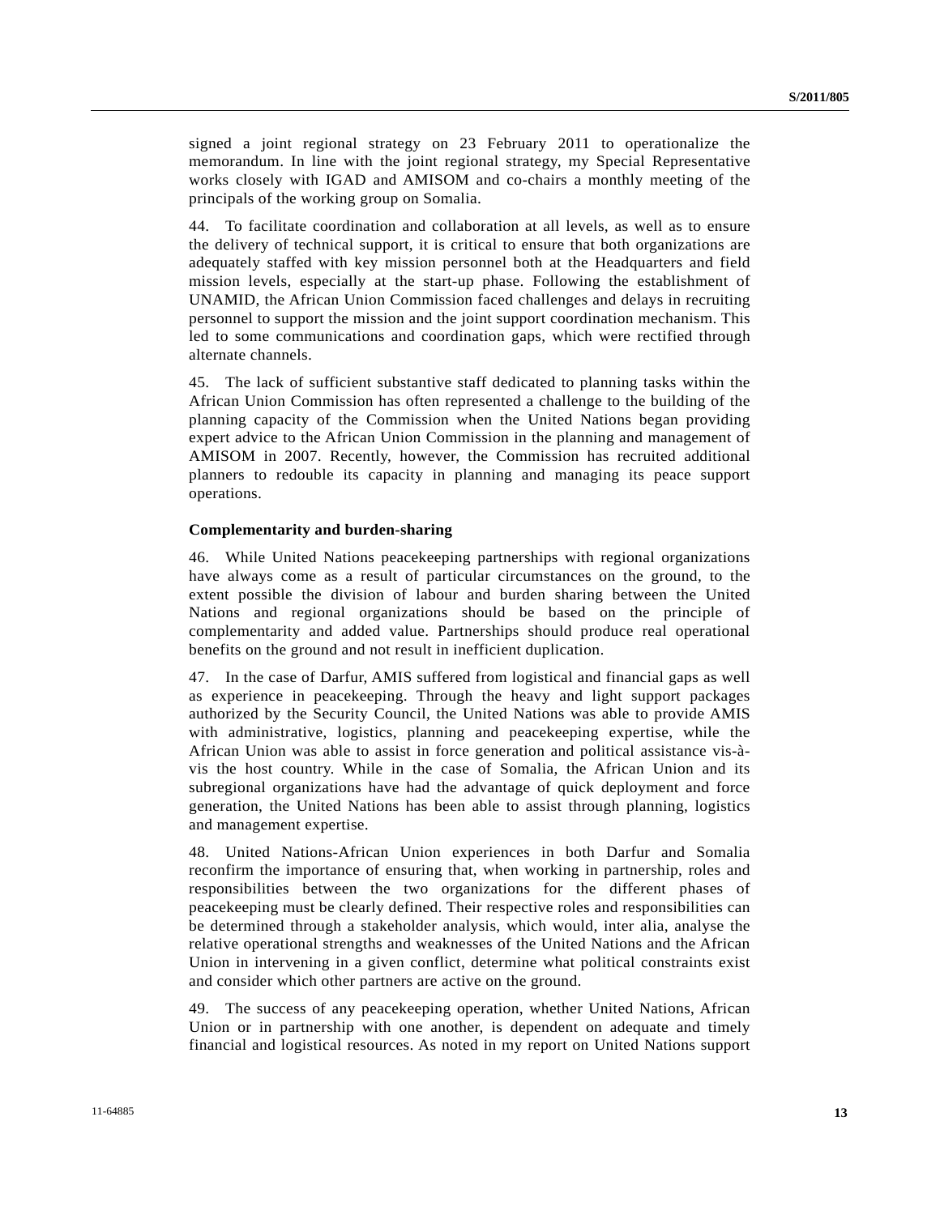signed a joint regional strategy on 23 February 2011 to operationalize the memorandum. In line with the joint regional strategy, my Special Representative works closely with IGAD and AMISOM and co-chairs a monthly meeting of the principals of the working group on Somalia.

44. To facilitate coordination and collaboration at all levels, as well as to ensure the delivery of technical support, it is critical to ensure that both organizations are adequately staffed with key mission personnel both at the Headquarters and field mission levels, especially at the start-up phase. Following the establishment of UNAMID, the African Union Commission faced challenges and delays in recruiting personnel to support the mission and the joint support coordination mechanism. This led to some communications and coordination gaps, which were rectified through alternate channels.

45. The lack of sufficient substantive staff dedicated to planning tasks within the African Union Commission has often represented a challenge to the building of the planning capacity of the Commission when the United Nations began providing expert advice to the African Union Commission in the planning and management of AMISOM in 2007. Recently, however, the Commission has recruited additional planners to redouble its capacity in planning and managing its peace support operations.

**Complementarity and burden-sharing**

46. While United Nations peacekeeping partnerships with regional organizations have always come as a result of particular circumstances on the ground, to the extent possible the division of labour and burden sharing between the United Nations and regional organizations should be based on the principle of complementarity and added value. Partnerships should produce real operational benefits on the ground and not result in inefficient duplication.

47. In the case of Darfur, AMIS suffered from logistical and financial gaps as well as experience in peacekeeping. Through the heavy and light support packages authorized by the Security Council, the United Nations was able to provide AMIS with administrative, logistics, planning and peacekeeping expertise, while the African Union was able to assist in force generation and political assistance vis-à-vis the host country. While in the case of Somalia, the African Union and its subregional organizations have had the advantage of quick deployment and force generation, the United Nations has been able to assist through planning, logistics and management expertise.

48. United Nations-African Union experiences in both Darfur and Somalia reconfirm the importance of ensuring that, when working in partnership, roles and responsibilities between the two organizations for the different phases of peacekeeping must be clearly defined. Their respective roles and responsibilities can be determined through a stakeholder analysis, which would, inter alia, analyse the relative operational strengths and weaknesses of the United Nations and the African Union in intervening in a given conflict, determine what political constraints exist and consider which other partners are active on the ground.

49. The success of any peacekeeping operation, whether United Nations, African Union or in partnership with one another, is dependent on adequate and timely financial and logistical resources. As noted in my report on United Nations support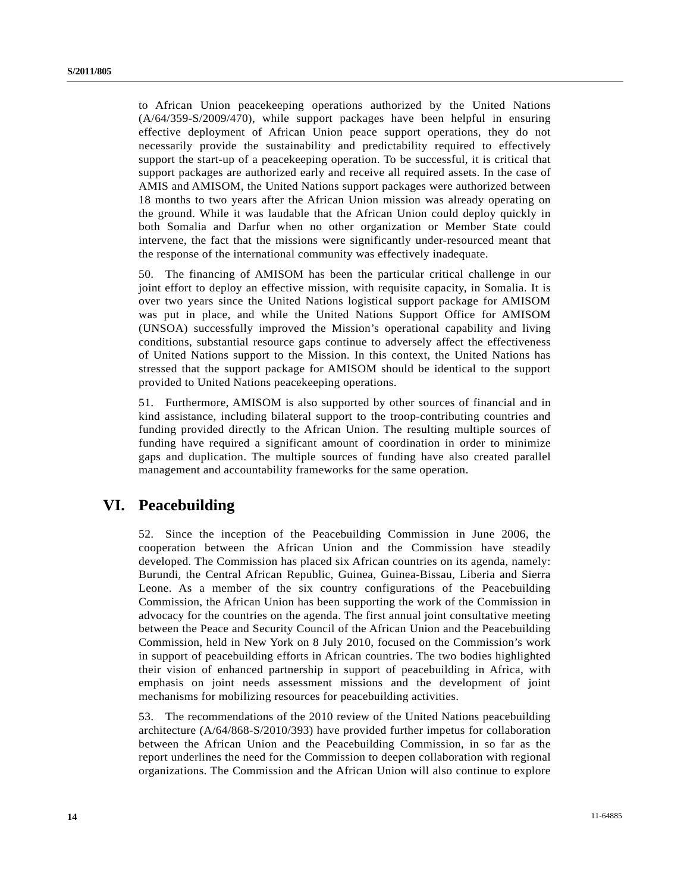to African Union peacekeeping operations authorized by the United Nations (A/64/359-S/2009/470), while support packages have been helpful in ensuring effective deployment of African Union peace support operations, they do not necessarily provide the sustainability and predictability required to effectively support the start-up of a peacekeeping operation. To be successful, it is critical that support packages are authorized early and receive all required assets. In the case of AMIS and AMISOM, the United Nations support packages were authorized between 18 months to two years after the African Union mission was already operating on the ground. While it was laudable that the African Union could deploy quickly in both Somalia and Darfur when no other organization or Member State could intervene, the fact that the missions were significantly under-resourced meant that the response of the international community was effectively inadequate.

50. The financing of AMISOM has been the particular critical challenge in our joint effort to deploy an effective mission, with requisite capacity, in Somalia. It is over two years since the United Nations logistical support package for AMISOM was put in place, and while the United Nations Support Office for AMISOM (UNSOA) successfully improved the Mission's operational capability and living conditions, substantial resource gaps continue to adversely affect the effectiveness of United Nations support to the Mission. In this context, the United Nations has stressed that the support package for AMISOM should be identical to the support provided to United Nations peacekeeping operations.

51. Furthermore, AMISOM is also supported by other sources of financial and in kind assistance, including bilateral support to the troop-contributing countries and funding provided directly to the African Union. The resulting multiple sources of funding have required a significant amount of coordination in order to minimize gaps and duplication. The multiple sources of funding have also created parallel management and accountability frameworks for the same operation.

# VI. Peacebuilding

52. Since the inception of the Peacebuilding Commission in June 2006, the cooperation between the African Union and the Commission have steadily developed. The Commission has placed six African countries on its agenda, namely: Burundi, the Central African Republic, Guinea, Guinea-Bissau, Liberia and Sierra Leone. As a member of the six country configurations of the Peacebuilding Commission, the African Union has been supporting the work of the Commission in advocacy for the countries on the agenda. The first annual joint consultative meeting between the Peace and Security Council of the African Union and the Peacebuilding Commission, held in New York on 8 July 2010, focused on the Commission's work in support of peacebuilding efforts in African countries. The two bodies highlighted their vision of enhanced partnership in support of peacebuilding in Africa, with emphasis on joint needs assessment missions and the development of joint mechanisms for mobilizing resources for peacebuilding activities.

53. The recommendations of the 2010 review of the United Nations peacebuilding architecture (A/64/868-S/2010/393) have provided further impetus for collaboration between the African Union and the Peacebuilding Commission, in so far as the report underlines the need for the Commission to deepen collaboration with regional organizations. The Commission and the African Union will also continue to explore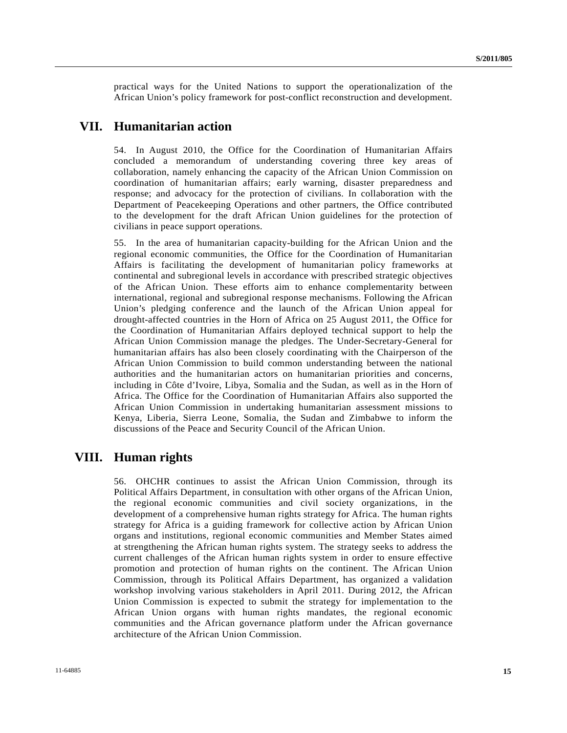practical ways for the United Nations to support the operationalization of the African Union's policy framework for post-conflict reconstruction and development.

## VII. Humanitarian action

54. In August 2010, the Office for the Coordination of Humanitarian Affairs concluded a memorandum of understanding covering three key areas of collaboration, namely enhancing the capacity of the African Union Commission on coordination of humanitarian affairs; early warning, disaster preparedness and response; and advocacy for the protection of civilians. In collaboration with the Department of Peacekeeping Operations and other partners, the Office contributed to the development for the draft African Union guidelines for the protection of civilians in peace support operations.

55. In the area of humanitarian capacity-building for the African Union and the regional economic communities, the Office for the Coordination of Humanitarian Affairs is facilitating the development of humanitarian policy frameworks at continental and subregional levels in accordance with prescribed strategic objectives of the African Union. These efforts aim to enhance complementarity between international, regional and subregional response mechanisms. Following the African Union's pledging conference and the launch of the African Union appeal for drought-affected countries in the Horn of Africa on 25 August 2011, the Office for the Coordination of Humanitarian Affairs deployed technical support to help the African Union Commission manage the pledges. The Under-Secretary-General for humanitarian affairs has also been closely coordinating with the Chairperson of the African Union Commission to build common understanding between the national authorities and the humanitarian actors on humanitarian priorities and concerns, including in Côte d'Ivoire, Libya, Somalia and the Sudan, as well as in the Horn of Africa. The Office for the Coordination of Humanitarian Affairs also supported the African Union Commission in undertaking humanitarian assessment missions to Kenya, Liberia, Sierra Leone, Somalia, the Sudan and Zimbabwe to inform the discussions of the Peace and Security Council of the African Union.

## VIII. Human rights

56. OHCHR continues to assist the African Union Commission, through its Political Affairs Department, in consultation with other organs of the African Union, the regional economic communities and civil society organizations, in the development of a comprehensive human rights strategy for Africa. The human rights strategy for Africa is a guiding framework for collective action by African Union organs and institutions, regional economic communities and Member States aimed at strengthening the African human rights system. The strategy seeks to address the current challenges of the African human rights system in order to ensure effective promotion and protection of human rights on the continent. The African Union Commission, through its Political Affairs Department, has organized a validation workshop involving various stakeholders in April 2011. During 2012, the African Union Commission is expected to submit the strategy for implementation to the African Union organs with human rights mandates, the regional economic communities and the African governance platform under the African governance architecture of the African Union Commission.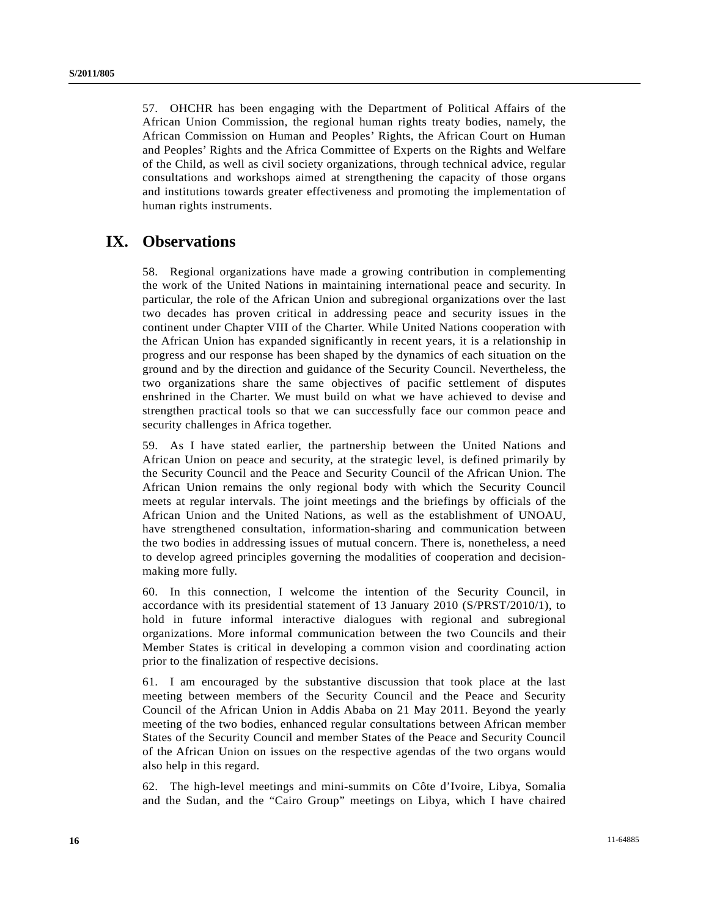57. OHCHR has been engaging with the Department of Political Affairs of the African Union Commission, the regional human rights treaty bodies, namely, the African Commission on Human and Peoples' Rights, the African Court on Human and Peoples' Rights and the Africa Committee of Experts on the Rights and Welfare of the Child, as well as civil society organizations, through technical advice, regular consultations and workshops aimed at strengthening the capacity of those organs and institutions towards greater effectiveness and promoting the implementation of human rights instruments.

## IX. Observations

58. Regional organizations have made a growing contribution in complementing the work of the United Nations in maintaining international peace and security. In particular, the role of the African Union and subregional organizations over the last two decades has proven critical in addressing peace and security issues in the continent under Chapter VIII of the Charter. While United Nations cooperation with the African Union has expanded significantly in recent years, it is a relationship in progress and our response has been shaped by the dynamics of each situation on the ground and by the direction and guidance of the Security Council. Nevertheless, the two organizations share the same objectives of pacific settlement of disputes enshrined in the Charter. We must build on what we have achieved to devise and strengthen practical tools so that we can successfully face our common peace and security challenges in Africa together.

59. As I have stated earlier, the partnership between the United Nations and African Union on peace and security, at the strategic level, is defined primarily by the Security Council and the Peace and Security Council of the African Union. The African Union remains the only regional body with which the Security Council meets at regular intervals. The joint meetings and the briefings by officials of the African Union and the United Nations, as well as the establishment of UNOAU, have strengthened consultation, information-sharing and communication between the two bodies in addressing issues of mutual concern. There is, nonetheless, a need to develop agreed principles governing the modalities of cooperation and decision-making more fully.

60. In this connection, I welcome the intention of the Security Council, in accordance with its presidential statement of 13 January 2010 (S/PRST/2010/1), to hold in future informal interactive dialogues with regional and subregional organizations. More informal communication between the two Councils and their Member States is critical in developing a common vision and coordinating action prior to the finalization of respective decisions.

61. I am encouraged by the substantive discussion that took place at the last meeting between members of the Security Council and the Peace and Security Council of the African Union in Addis Ababa on 21 May 2011. Beyond the yearly meeting of the two bodies, enhanced regular consultations between African member States of the Security Council and member States of the Peace and Security Council of the African Union on issues on the respective agendas of the two organs would also help in this regard.

62. The high-level meetings and mini-summits on Côte d'Ivoire, Libya, Somalia and the Sudan, and the "Cairo Group" meetings on Libya, which I have chaired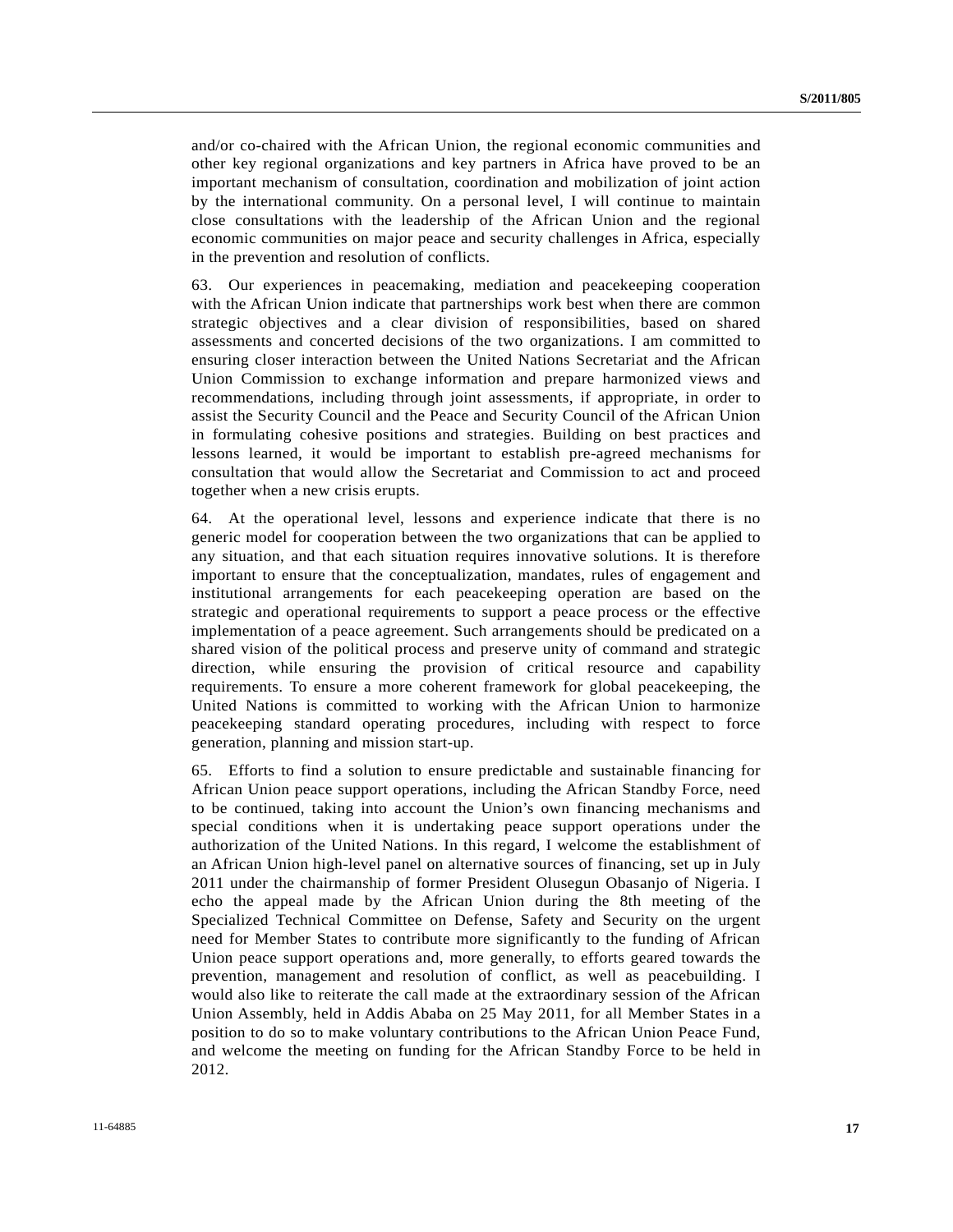and/or co-chaired with the African Union, the regional economic communities and other key regional organizations and key partners in Africa have proved to be an important mechanism of consultation, coordination and mobilization of joint action by the international community. On a personal level, I will continue to maintain close consultations with the leadership of the African Union and the regional economic communities on major peace and security challenges in Africa, especially in the prevention and resolution of conflicts.

63. Our experiences in peacemaking, mediation and peacekeeping cooperation with the African Union indicate that partnerships work best when there are common strategic objectives and a clear division of responsibilities, based on shared assessments and concerted decisions of the two organizations. I am committed to ensuring closer interaction between the United Nations Secretariat and the African Union Commission to exchange information and prepare harmonized views and recommendations, including through joint assessments, if appropriate, in order to assist the Security Council and the Peace and Security Council of the African Union in formulating cohesive positions and strategies. Building on best practices and lessons learned, it would be important to establish pre-agreed mechanisms for consultation that would allow the Secretariat and Commission to act and proceed together when a new crisis erupts.

64. At the operational level, lessons and experience indicate that there is no generic model for cooperation between the two organizations that can be applied to any situation, and that each situation requires innovative solutions. It is therefore important to ensure that the conceptualization, mandates, rules of engagement and institutional arrangements for each peacekeeping operation are based on the strategic and operational requirements to support a peace process or the effective implementation of a peace agreement. Such arrangements should be predicated on a shared vision of the political process and preserve unity of command and strategic direction, while ensuring the provision of critical resource and capability requirements. To ensure a more coherent framework for global peacekeeping, the United Nations is committed to working with the African Union to harmonize peacekeeping standard operating procedures, including with respect to force generation, planning and mission start-up.

65. Efforts to find a solution to ensure predictable and sustainable financing for African Union peace support operations, including the African Standby Force, need to be continued, taking into account the Union's own financing mechanisms and special conditions when it is undertaking peace support operations under the authorization of the United Nations. In this regard, I welcome the establishment of an African Union high-level panel on alternative sources of financing, set up in July 2011 under the chairmanship of former President Olusegun Obasanjo of Nigeria. I echo the appeal made by the African Union during the 8th meeting of the Specialized Technical Committee on Defense, Safety and Security on the urgent need for Member States to contribute more significantly to the funding of African Union peace support operations and, more generally, to efforts geared towards the prevention, management and resolution of conflict, as well as peacebuilding. I would also like to reiterate the call made at the extraordinary session of the African Union Assembly, held in Addis Ababa on 25 May 2011, for all Member States in a position to do so to make voluntary contributions to the African Union Peace Fund, and welcome the meeting on funding for the African Standby Force to be held in 2012.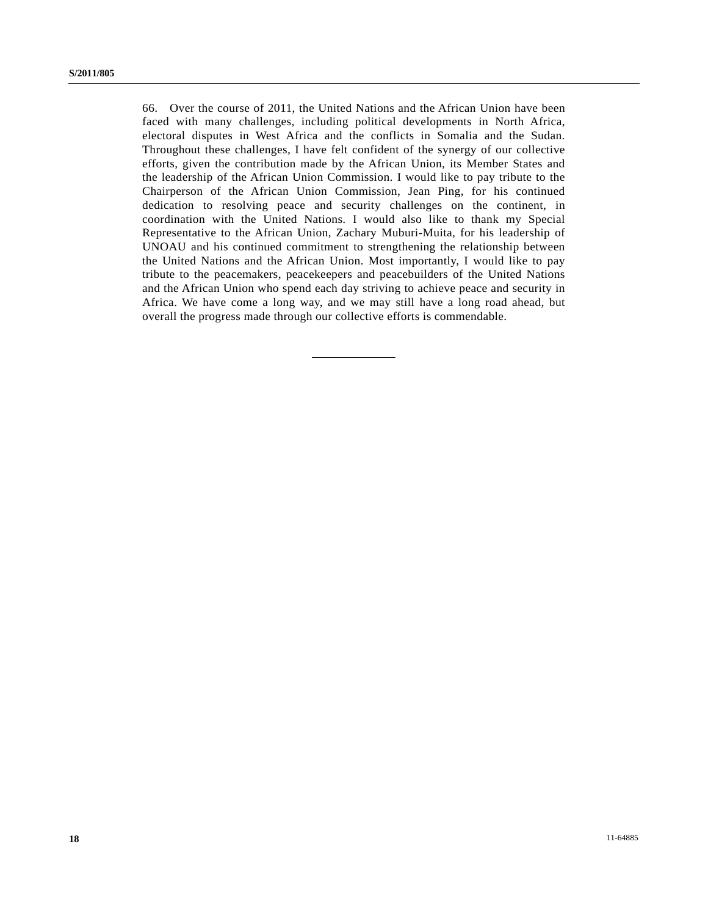66. Over the course of 2011, the United Nations and the African Union have been faced with many challenges, including political developments in North Africa, electoral disputes in West Africa and the conflicts in Somalia and the Sudan. Throughout these challenges, I have felt confident of the synergy of our collective efforts, given the contribution made by the African Union, its Member States and the leadership of the African Union Commission. I would like to pay tribute to the Chairperson of the African Union Commission, Jean Ping, for his continued dedication to resolving peace and security challenges on the continent, in coordination with the United Nations. I would also like to thank my Special Representative to the African Union, Zachary Muburi-Muita, for his leadership of UNOAU and his continued commitment to strengthening the relationship between the United Nations and the African Union. Most importantly, I would like to pay tribute to the peacemakers, peacekeepers and peacebuilders of the United Nations and the African Union who spend each day striving to achieve peace and security in Africa. We have come a long way, and we may still have a long road ahead, but overall the progress made through our collective efforts is commendable.